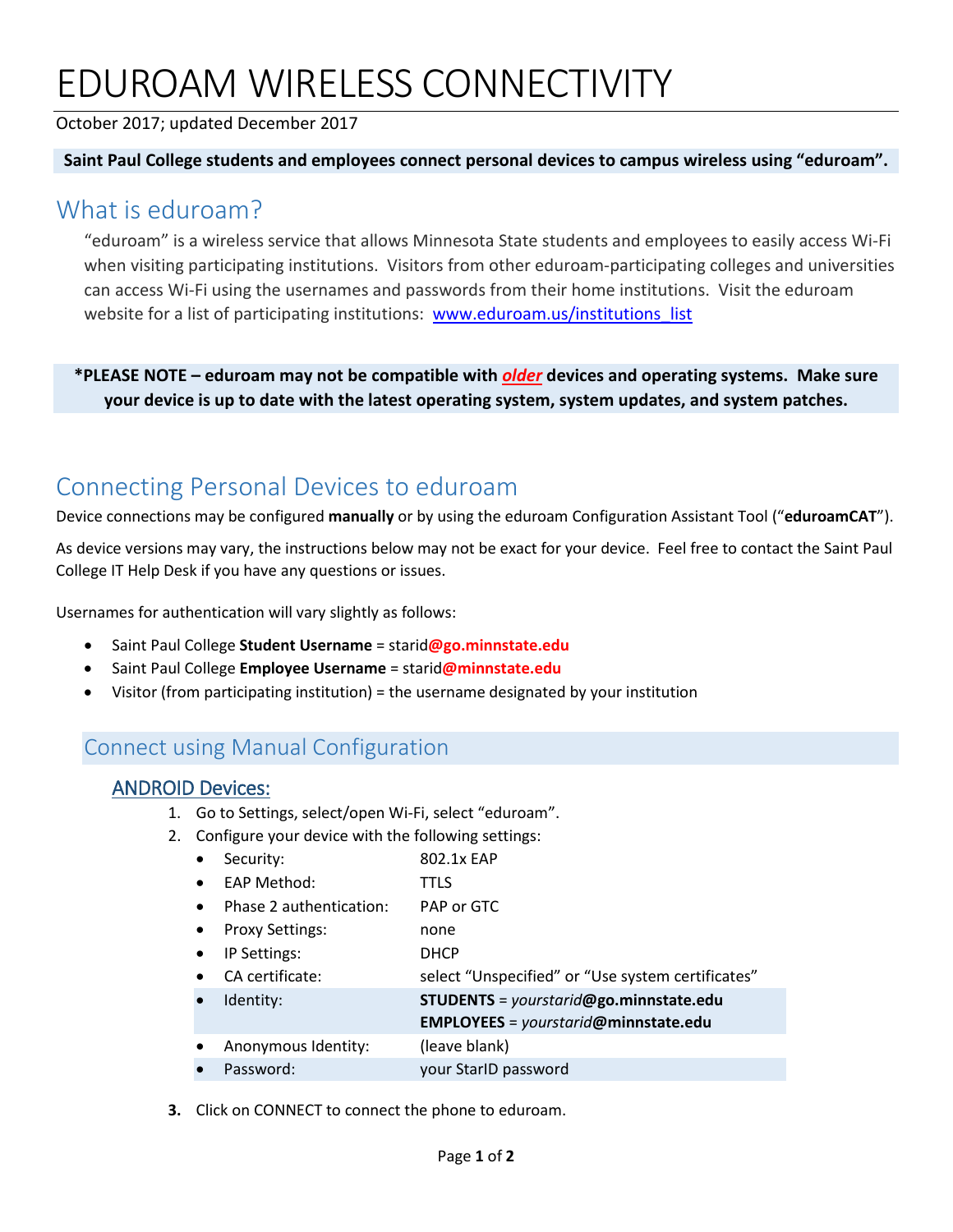# EDUROAM WIRELESS CONNECTIVITY

October 2017; updated December 2017

**Saint Paul College students and employees connect personal devices to campus wireless using "eduroam".**

## What is eduroam?

"eduroam" is a wireless service that allows Minnesota State students and employees to easily access Wi-Fi when visiting participating institutions. Visitors from other eduroam-participating colleges and universities can access Wi-Fi using the usernames and passwords from their home institutions. Visit the eduroam website for a list of participating institutions: [www.eduroam.us/institutions_list](www.eduroam.us/institutions_list)

**\*PLEASE NOTE – eduroam may not be compatible with *older* devices and operating systems. Make sure your device is up to date with the latest operating system, system updates, and system patches.**

## Connecting Personal Devices to eduroam

Device connections may be configured **manually** or by using the eduroam Configuration Assistant Tool ("**eduroamCAT**").

As device versions may vary, the instructions below may not be exact for your device. Feel free to contact the Saint Paul College IT Help Desk if you have any questions or issues.

Usernames for authentication will vary slightly as follows:

- Saint Paul College **Student Username** = starid**@go.minnstate.edu**
- Saint Paul College **Employee Username** = starid**@minnstate.edu**
- Visitor (from participating institution) = the username designated by your institution

### Connect using Manual Configuration

#### ANDROID Devices:

1. Go to Settings, select/open Wi-Fi, select "eduroam".
2. Configure your device with the following settings:
   - Security: 802.1x EAP
   - EAP Method: TTLS
   - Phase 2 authentication: PAP or GTC
   - Proxy Settings: none
   - IP Settings: DHCP
   - CA certificate: select "Unspecified" or "Use system certificates"
   - Identity: **STUDENTS** = *yourstarid***@go.minnstate.edu**; **EMPLOYEES** = *yourstarid***@minnstate.edu**
   - Anonymous Identity: (leave blank)
   - Password: your StarID password
3. Click on CONNECT to connect the phone to eduroam.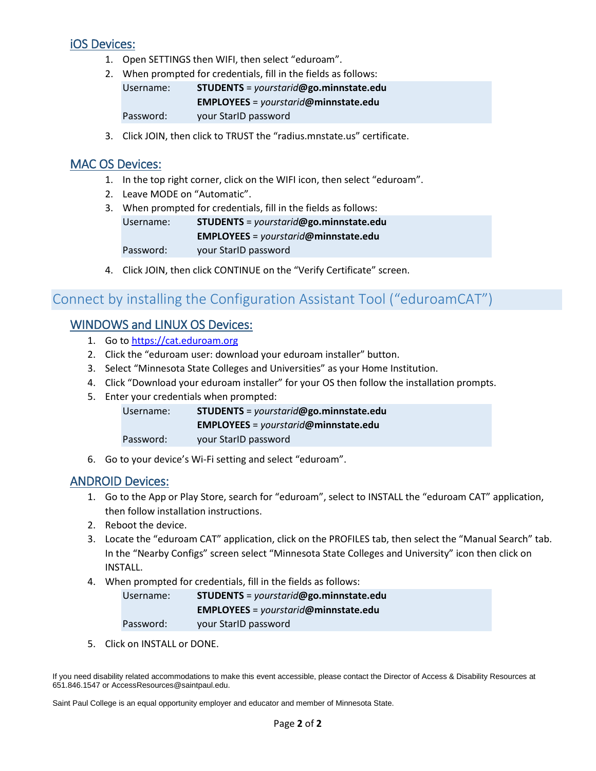### iOS Devices:

1. Open SETTINGS then WIFI, then select “eduroam”.
2. When prompted for credentials, fill in the fields as follows:

| | |
|---|---|
| Username: | **STUDENTS** = *yourstarid***@go.minnstate.edu** |
| | **EMPLOYEES** = *yourstarid***@minnstate.edu** |
| Password: | your StarID password |

3. Click JOIN, then click to TRUST the “radius.mnstate.us” certificate.

### MAC OS Devices:

1. In the top right corner, click on the WIFI icon, then select “eduroam”.
2. Leave MODE on “Automatic”.
3. When prompted for credentials, fill in the fields as follows:

| | |
|---|---|
| Username: | **STUDENTS** = *yourstarid***@go.minnstate.edu** |
| | **EMPLOYEES** = *yourstarid***@minnstate.edu** |
| Password: | your StarID password |

4. Click JOIN, then click CONTINUE on the “Verify Certificate” screen.

## Connect by installing the Configuration Assistant Tool (“eduroamCAT”)

### WINDOWS and LINUX OS Devices:

1. Go to https://cat.eduroam.org
2. Click the “eduroam user: download your eduroam installer” button.
3. Select “Minnesota State Colleges and Universities” as your Home Institution.
4. Click “Download your eduroam installer” for your OS then follow the installation prompts.
5. Enter your credentials when prompted:

| | |
|---|---|
| Username: | **STUDENTS** = *yourstarid***@go.minnstate.edu** |
| | **EMPLOYEES** = *yourstarid***@minnstate.edu** |
| Password: | your StarID password |

6. Go to your device’s Wi-Fi setting and select “eduroam”.

### ANDROID Devices:

1. Go to the App or Play Store, search for “eduroam”, select to INSTALL the “eduroam CAT” application, then follow installation instructions.
2. Reboot the device.
3. Locate the “eduroam CAT” application, click on the PROFILES tab, then select the “Manual Search” tab. In the “Nearby Configs” screen select “Minnesota State Colleges and University” icon then click on INSTALL.
4. When prompted for credentials, fill in the fields as follows:

| | |
|---|---|
| Username: | **STUDENTS** = *yourstarid***@go.minnstate.edu** |
| | **EMPLOYEES** = *yourstarid***@minnstate.edu** |
| Password: | your StarID password |

5. Click on INSTALL or DONE.

If you need disability related accommodations to make this event accessible, please contact the Director of Access & Disability Resources at 651.846.1547 or AccessResources@saintpaul.edu.

Saint Paul College is an equal opportunity employer and educator and member of Minnesota State.